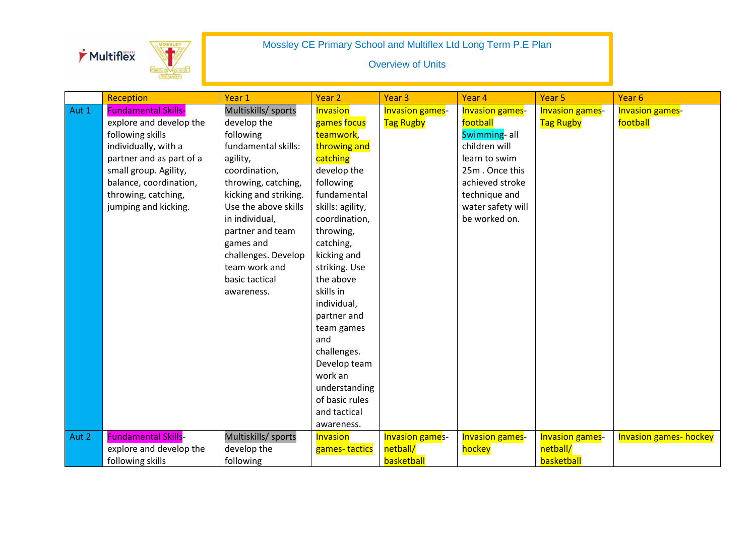Mossley CE Primary School and Multiflex Ltd Long Term P.E Plan

Overview of Units

| | Reception | Year 1 | Year 2 | Year 3 | Year 4 | Year 5 | Year 6 |
|---|---|---|---|---|---|---|---|
| Aut 1 | Fundamental Skills- explore and develop the following skills individually, with a partner and as part of a small group. Agility, balance, coordination, throwing, catching, jumping and kicking. | Multiskills/ sports develop the following fundamental skills: agility, coordination, throwing, catching, kicking and striking. Use the above skills in individual, partner and team games and challenges. Develop team work and basic tactical awareness. | Invasion games focus teamwork, throwing and catching develop the following fundamental skills: agility, coordination, throwing, catching, kicking and striking. Use the above skills in individual, partner and team games and challenges. Develop team work an understanding of basic rules and tactical awareness. | Invasion games- Tag Rugby | Invasion games- football Swimming- all children will learn to swim 25m . Once this achieved stroke technique and water safety will be worked on. | Invasion games- Tag Rugby | Invasion games- football |
| Aut 2 | Fundamental Skills- explore and develop the following skills | Multiskills/ sports develop the following | Invasion games- tactics | Invasion games- netball/ basketball | Invasion games- hockey | Invasion games- netball/ basketball | Invasion games- hockey |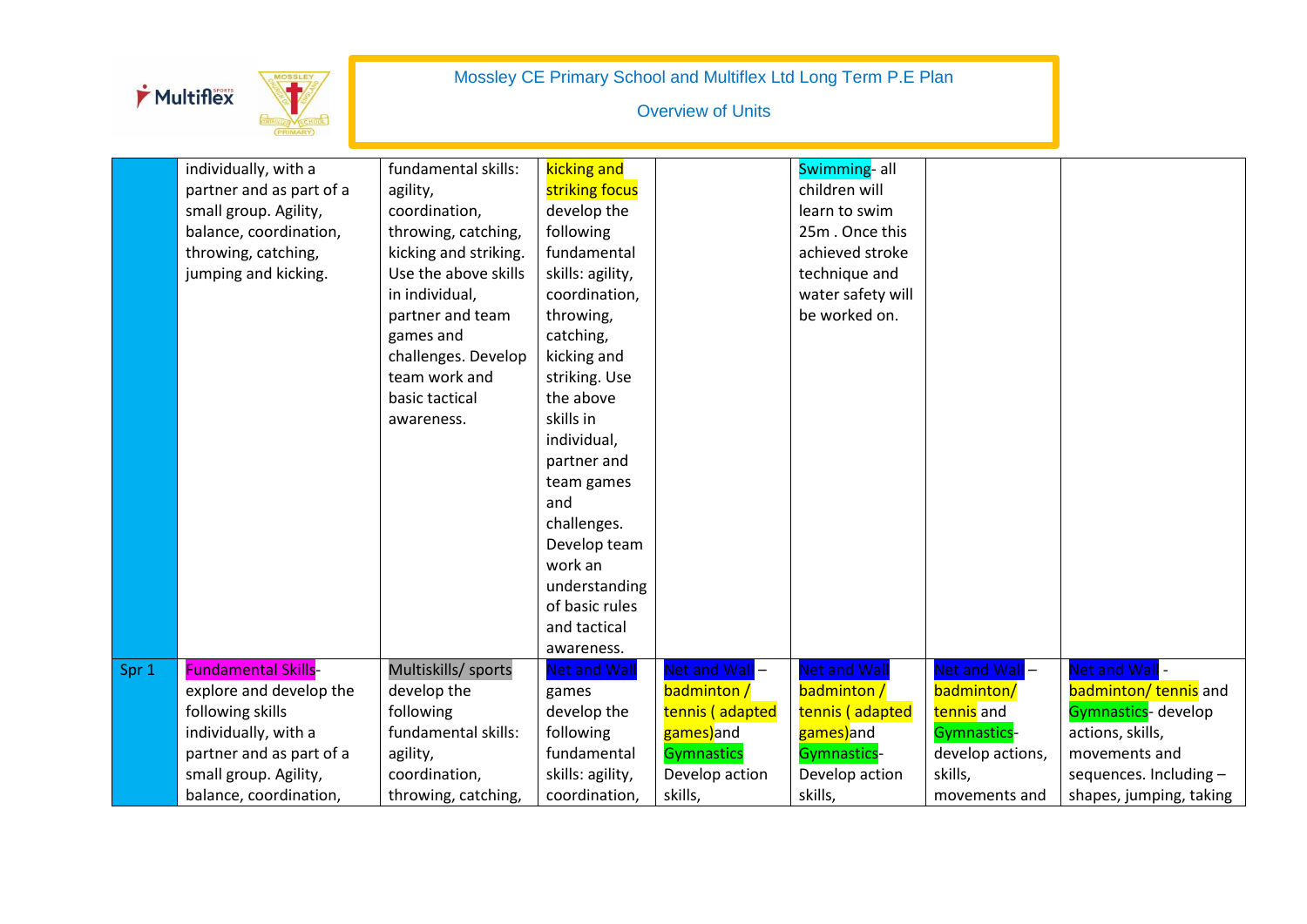# Mossley CE Primary School and Multiflex Ltd Long Term P.E Plan

## Overview of Units

| | | | | | | | |
|---|---|---|---|---|---|---|---|
| | individually, with a partner and as part of a small group. Agility, balance, coordination, throwing, catching, jumping and kicking. | fundamental skills: agility, coordination, throwing, catching, kicking and striking. Use the above skills in individual, partner and team games and challenges. Develop team work and basic tactical awareness. | kicking and striking focus develop the following fundamental skills: agility, coordination, throwing, catching, kicking and striking. Use the above skills in individual, partner and team games and challenges. Develop team work an understanding of basic rules and tactical awareness. | | Swimming- all children will learn to swim 25m . Once this achieved stroke technique and water safety will be worked on. | | |
| Spr 1 | Fundamental Skills- explore and develop the following skills individually, with a partner and as part of a small group. Agility, balance, coordination, | Multiskills/ sports develop the following fundamental skills: agility, coordination, throwing, catching, | Net and Wall games develop the following fundamental skills: agility, coordination, | Net and Wall – badminton / tennis ( adapted games)and Gymnastics Develop action skills, | Net and Wall badminton / tennis ( adapted games)and Gymnastics- Develop action skills, | Net and Wall – badminton/ tennis and Gymnastics- develop actions, skills, movements and | Net and Wall - badminton/ tennis and Gymnastics- develop actions, skills, movements and sequences. Including – shapes, jumping, taking |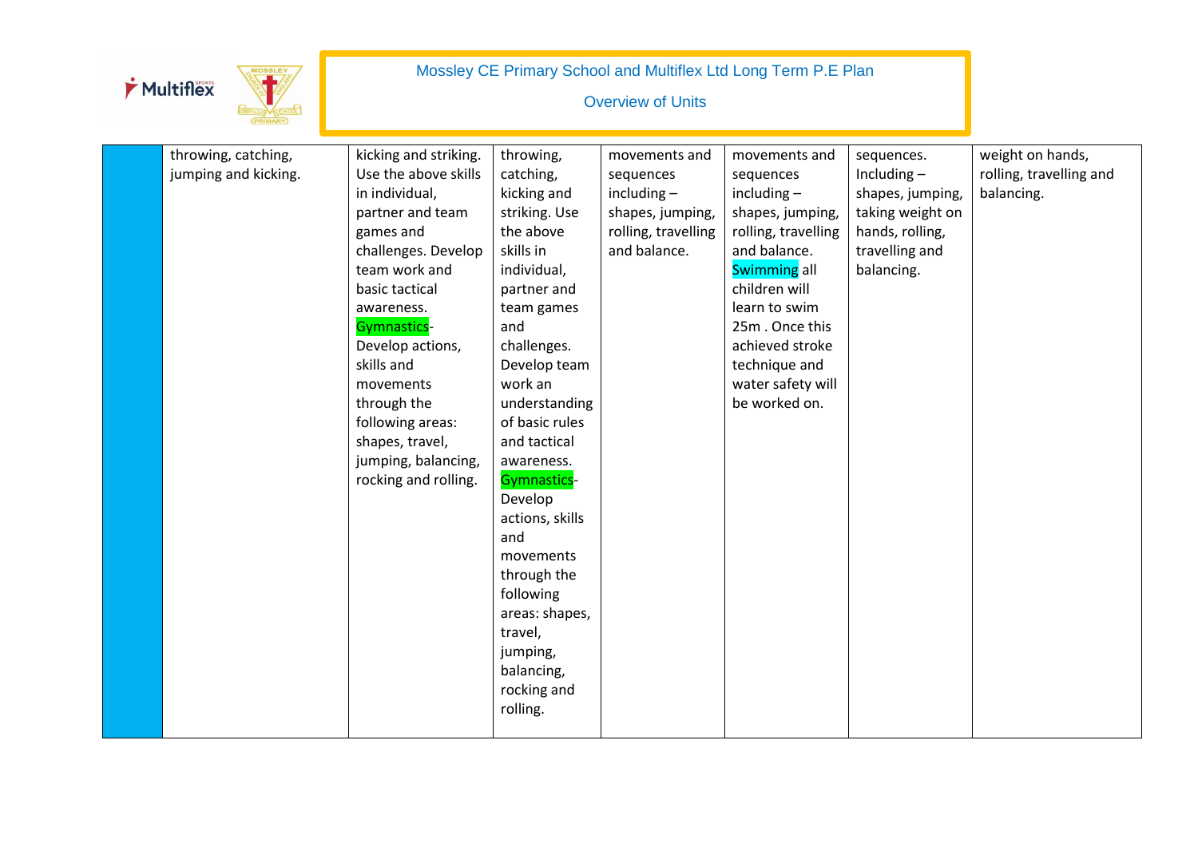# Mossley CE Primary School and Multiflex Ltd Long Term P.E Plan

## Overview of Units

| | | | | | | | |
|---|---|---|---|---|---|---|---|
| | throwing, catching, jumping and kicking. | kicking and striking. Use the above skills in individual, partner and team games and challenges. Develop team work and basic tactical awareness. Gymnastics- Develop actions, skills and movements through the following areas: shapes, travel, jumping, balancing, rocking and rolling. | throwing, catching, kicking and striking. Use the above skills in individual, partner and team games and challenges. Develop team work an understanding of basic rules and tactical awareness. Gymnastics- Develop actions, skills and movements through the following areas: shapes, travel, jumping, balancing, rocking and rolling. | movements and sequences including – shapes, jumping, rolling, travelling and balance. | movements and sequences including – shapes, jumping, rolling, travelling and balance. Swimming all children will learn to swim 25m . Once this achieved stroke technique and water safety will be worked on. | sequences. Including – shapes, jumping, taking weight on hands, rolling, travelling and balancing. | weight on hands, rolling, travelling and balancing. |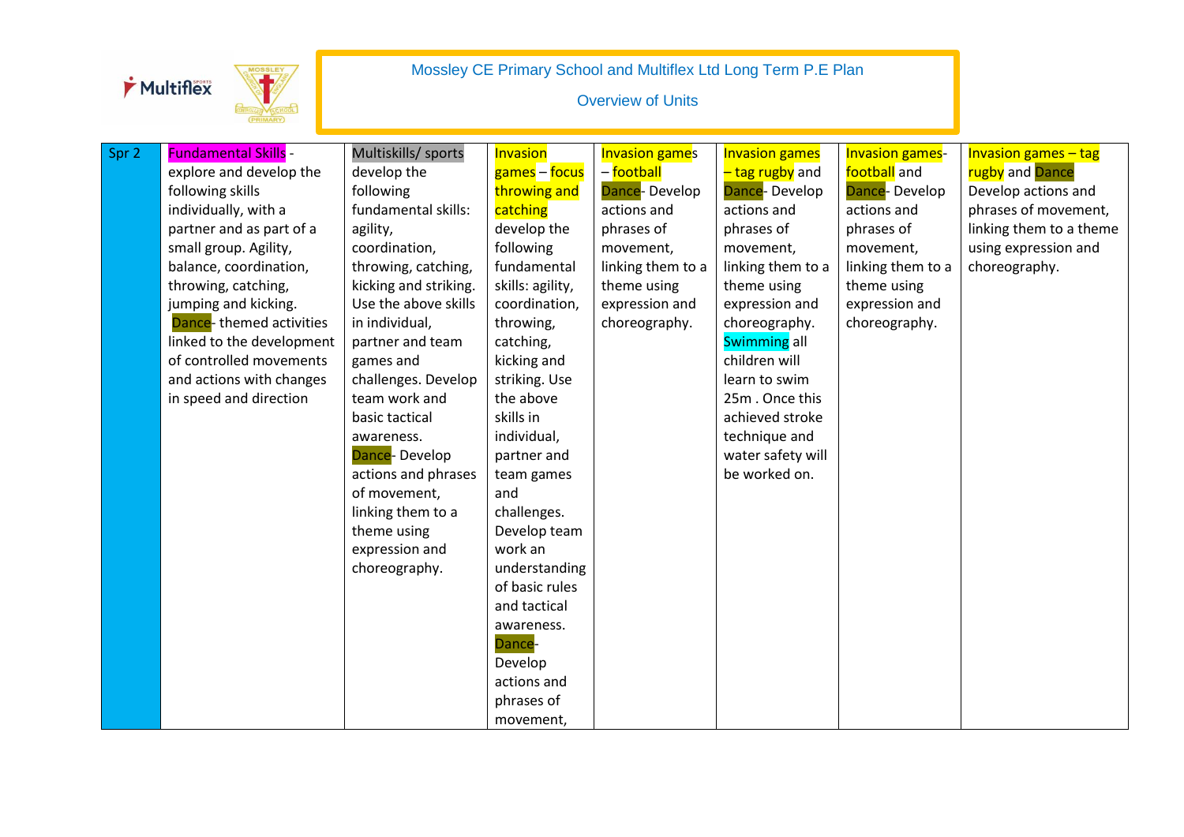Mossley CE Primary School and Multiflex Ltd Long Term P.E Plan

Overview of Units

| Spr 2 | Fundamental Skills - explore and develop the following skills individually, with a partner and as part of a small group. Agility, balance, coordination, throwing, catching, jumping and kicking. Dance- themed activities linked to the development of controlled movements and actions with changes in speed and direction | Multiskills/ sports develop the following fundamental skills: agility, coordination, throwing, catching, kicking and striking. Use the above skills in individual, partner and team games and challenges. Develop team work and basic tactical awareness. Dance- Develop actions and phrases of movement, linking them to a theme using expression and choreography. | Invasion games – focus throwing and catching develop the following fundamental skills: agility, coordination, throwing, catching, kicking and striking. Use the above skills in individual, partner and team games and challenges. Develop team work an understanding of basic rules and tactical awareness. Dance- Develop actions and phrases of movement, | Invasion games – football Dance- Develop actions and phrases of movement, linking them to a theme using expression and choreography. | Invasion games – tag rugby and Dance- Develop actions and phrases of movement, linking them to a theme using expression and choreography. Swimming all children will learn to swim 25m . Once this achieved stroke technique and water safety will be worked on. | Invasion games- football and Dance- Develop actions and phrases of movement, linking them to a theme using expression and choreography. | Invasion games – tag rugby and Dance Develop actions and phrases of movement, linking them to a theme using expression and choreography. |
|---|---|---|---|---|---|---|---|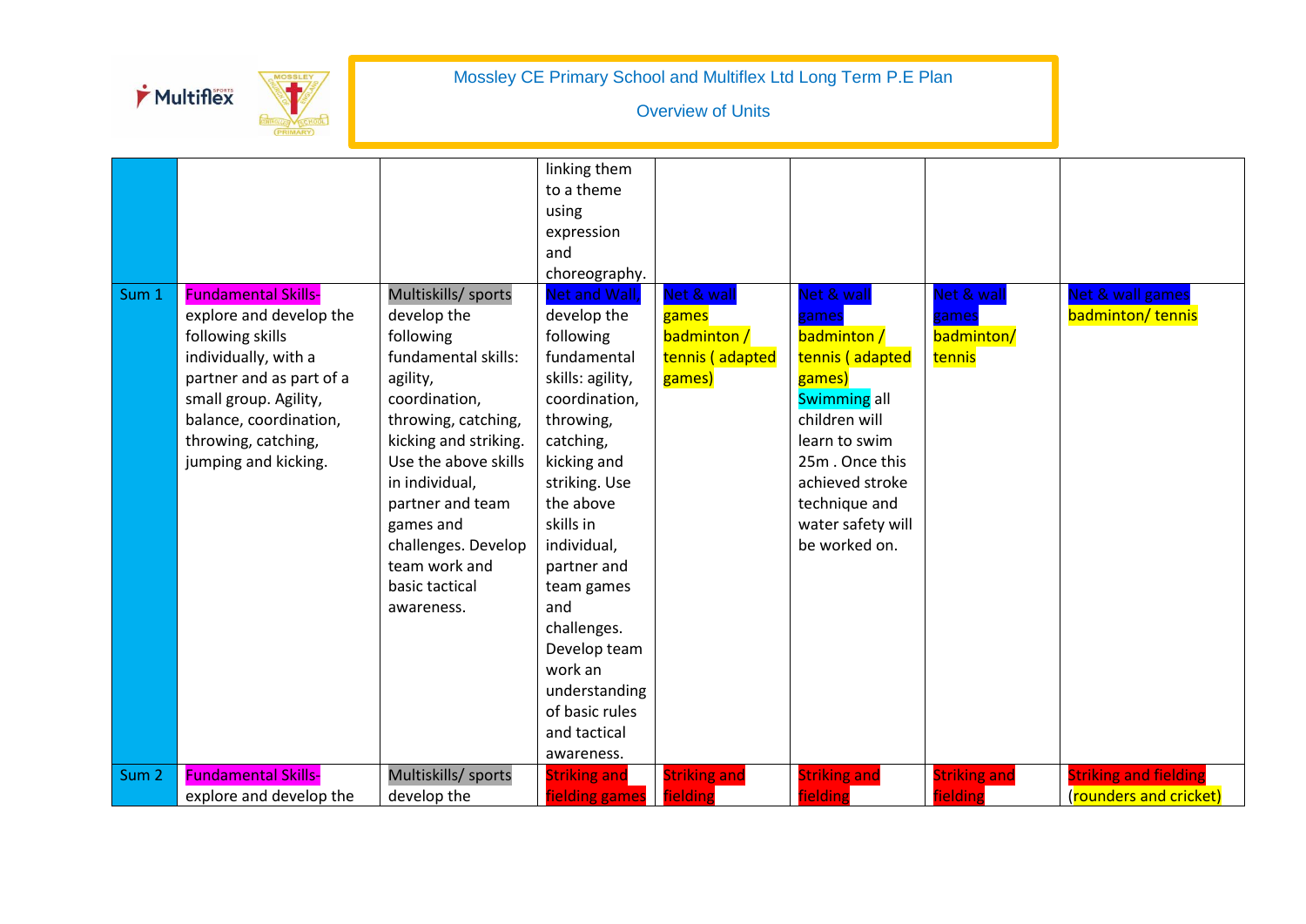# Mossley CE Primary School and Multiflex Ltd Long Term P.E Plan

## Overview of Units

| | | | | | | | |
|---|---|---|---|---|---|---|---|
| | | | linking them to a theme using expression and choreography. | | | | |
| Sum 1 | Fundamental Skills- explore and develop the following skills individually, with a partner and as part of a small group. Agility, balance, coordination, throwing, catching, jumping and kicking. | Multiskills/ sports develop the following fundamental skills: agility, coordination, throwing, catching, kicking and striking. Use the above skills in individual, partner and team games and challenges. Develop team work and basic tactical awareness. | Net and Wall, develop the following fundamental skills: agility, coordination, throwing, catching, kicking and striking. Use the above skills in individual, partner and team games and challenges. Develop team work an understanding of basic rules and tactical awareness. | Net & wall games badminton / tennis ( adapted games) | Net & wall games badminton / tennis ( adapted games) Swimming all children will learn to swim 25m . Once this achieved stroke technique and water safety will be worked on. | Net & wall games badminton/ tennis | Net & wall games badminton/ tennis |
| Sum 2 | Fundamental Skills- explore and develop the | Multiskills/ sports develop the | Striking and fielding games | Striking and fielding | Striking and fielding | Striking and fielding | Striking and fielding (rounders and cricket) |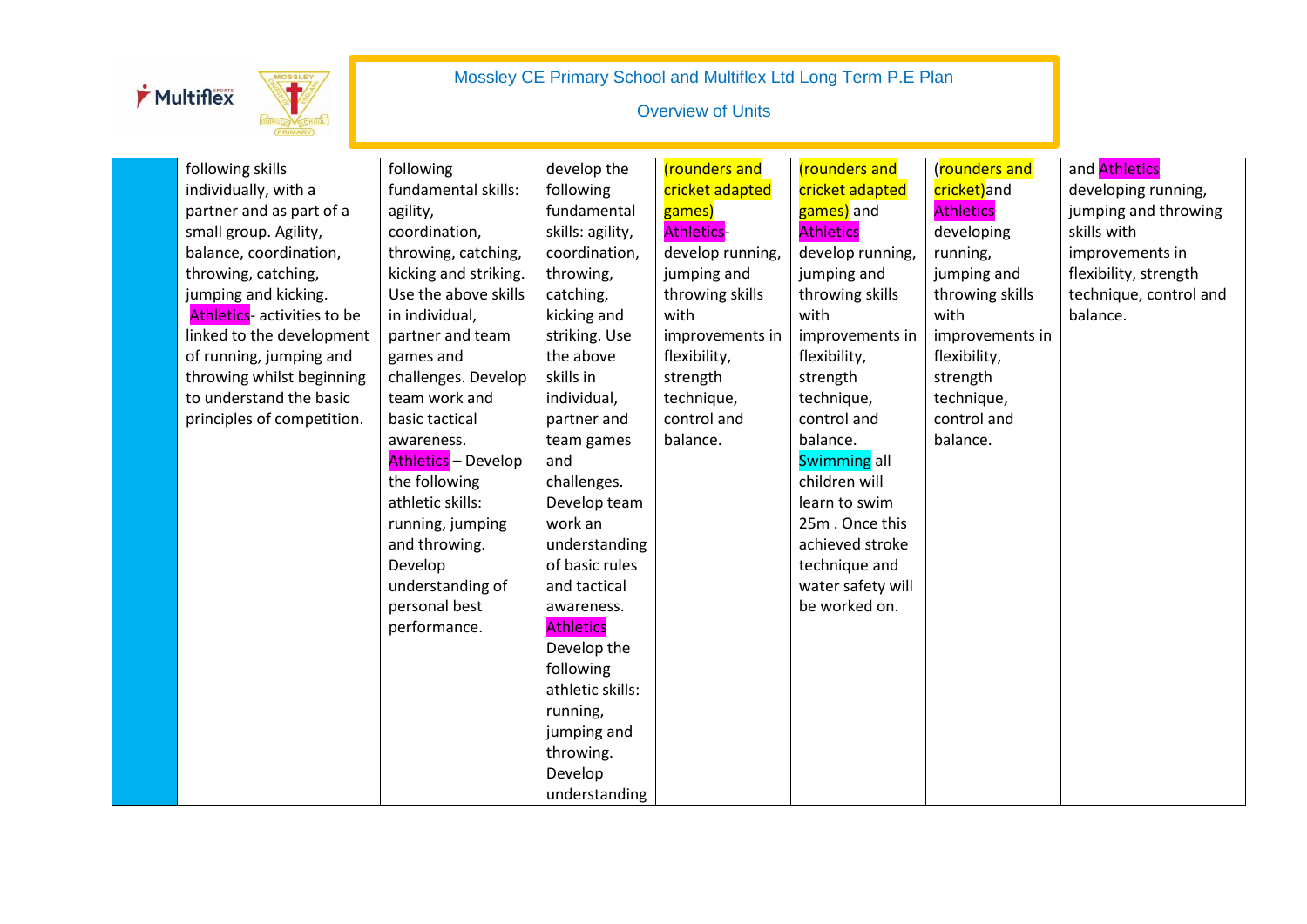Mossley CE Primary School and Multiflex Ltd Long Term P.E Plan

Overview of Units

| | | | | | | | |
|---|---|---|---|---|---|---|---|
| | following skills individually, with a partner and as part of a small group. Agility, balance, coordination, throwing, catching, jumping and kicking. Athletics- activities to be linked to the development of running, jumping and throwing whilst beginning to understand the basic principles of competition. | following fundamental skills: agility, coordination, throwing, catching, kicking and striking. Use the above skills in individual, partner and team games and challenges. Develop team work and basic tactical awareness. Athletics – Develop the following athletic skills: running, jumping and throwing. Develop understanding of personal best performance. | develop the following fundamental skills: agility, coordination, throwing, catching, kicking and striking. Use the above skills in individual, partner and team games and challenges. Develop team work an understanding of basic rules and tactical awareness. Athletics Develop the following athletic skills: running, jumping and throwing. Develop understanding | (rounders and cricket adapted games) Athletics- develop running, jumping and throwing skills with improvements in flexibility, strength technique, control and balance. | (rounders and cricket adapted games) and Athletics develop running, jumping and throwing skills with improvements in flexibility, strength technique, control and balance. Swimming all children will learn to swim 25m . Once this achieved stroke technique and water safety will be worked on. | (rounders and cricket)and Athletics developing running, jumping and throwing skills with improvements in flexibility, strength technique, control and balance. | and Athletics developing running, jumping and throwing skills with improvements in flexibility, strength technique, control and balance. |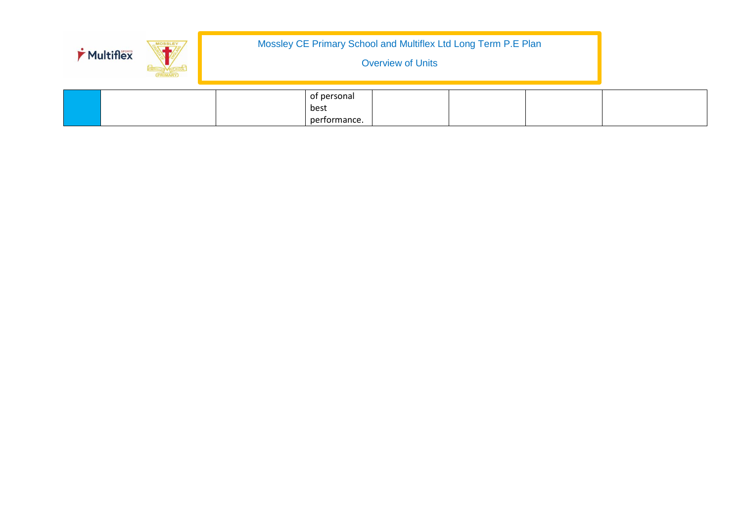| | | | | | | | |
|---|---|---|---|---|---|---|---|
| | | | of personal best performance. | | | | |